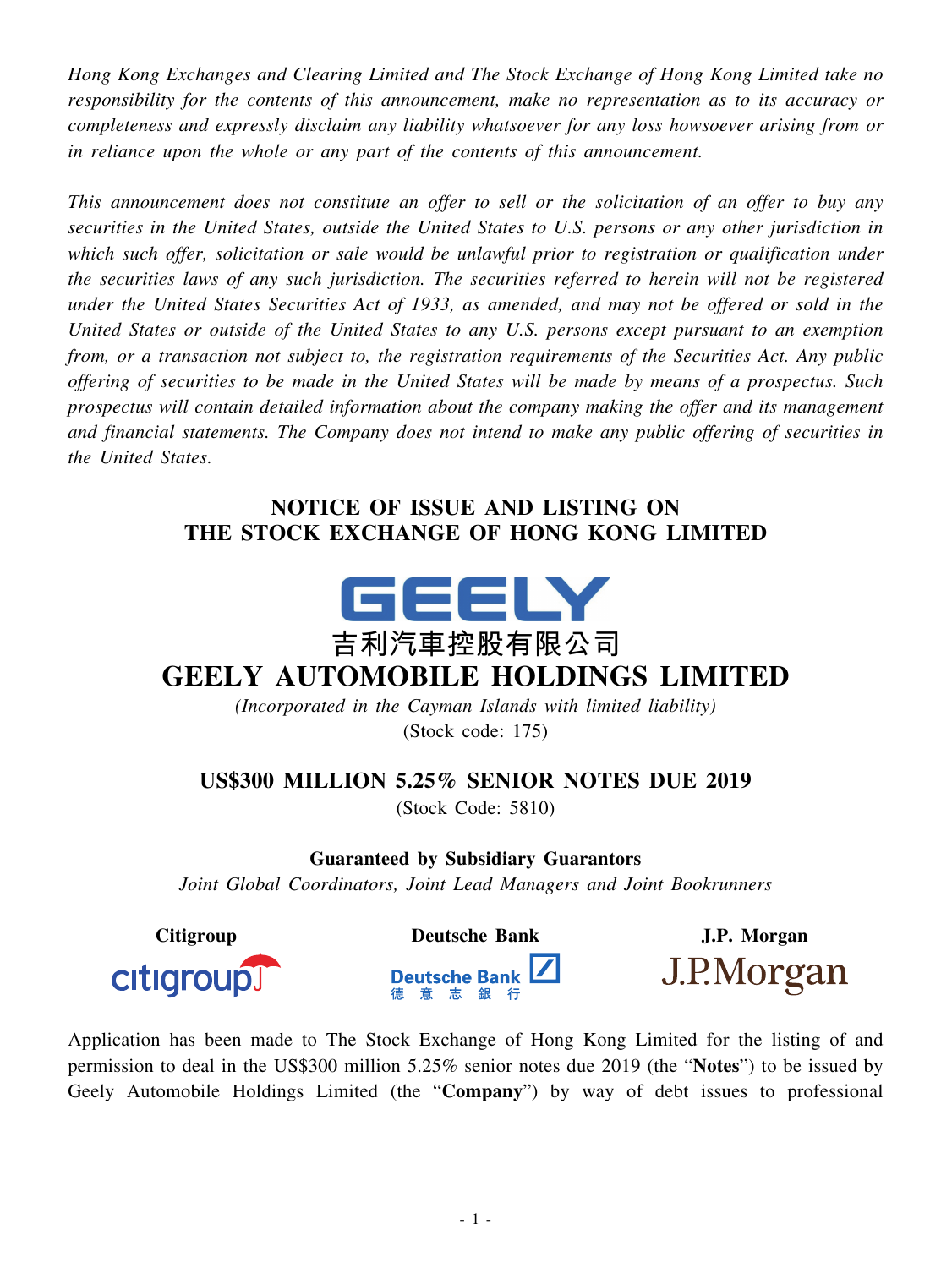*Hong Kong Exchanges and Clearing Limited and The Stock Exchange of Hong Kong Limited take no responsibility for the contents of this announcement, make no representation as to its accuracy or completeness and expressly disclaim any liability whatsoever for any loss howsoever arising from or in reliance upon the whole or any part of the contents of this announcement.*

*This announcement does not constitute an offer to sell or the solicitation of an offer to buy any securities in the United States, outside the United States to U.S. persons or any other jurisdiction in which such offer, solicitation or sale would be unlawful prior to registration or qualification under the securities laws of any such jurisdiction. The securities referred to herein will not be registered under the United States Securities Act of 1933, as amended, and may not be offered or sold in the United States or outside of the United States to any U.S. persons except pursuant to an exemption from, or a transaction not subject to, the registration requirements of the Securities Act. Any public offering of securities to be made in the United States will be made by means of a prospectus. Such prospectus will contain detailed information about the company making the offer and its management and financial statements. The Company does not intend to make any public offering of securities in the United States.*

# NOTICE OF ISSUE AND LISTING ON THE STOCK EXCHANGE OF HONG KONG LIMITED

GEELY

吉利汽車控股有限公司

# GEELY AUTOMOBILE HOLDINGS LIMITED

*(Incorporated in the Cayman Islands with limited liability)*

(Stock code: 175)

## US$300 MILLION 5.25% SENIOR NOTES DUE 2019

(Stock Code: 5810)

**Guaranteed by Subsidiary Guarantors**

*Joint Global Coordinators, Joint Lead Managers and Joint Bookrunners*

**Citigroup** **Deutsche Bank** **J.P. Morgan**

Application has been made to The Stock Exchange of Hong Kong Limited for the listing of and permission to deal in the US$300 million 5.25% senior notes due 2019 (the "**Notes**") to be issued by Geely Automobile Holdings Limited (the "**Company**") by way of debt issues to professional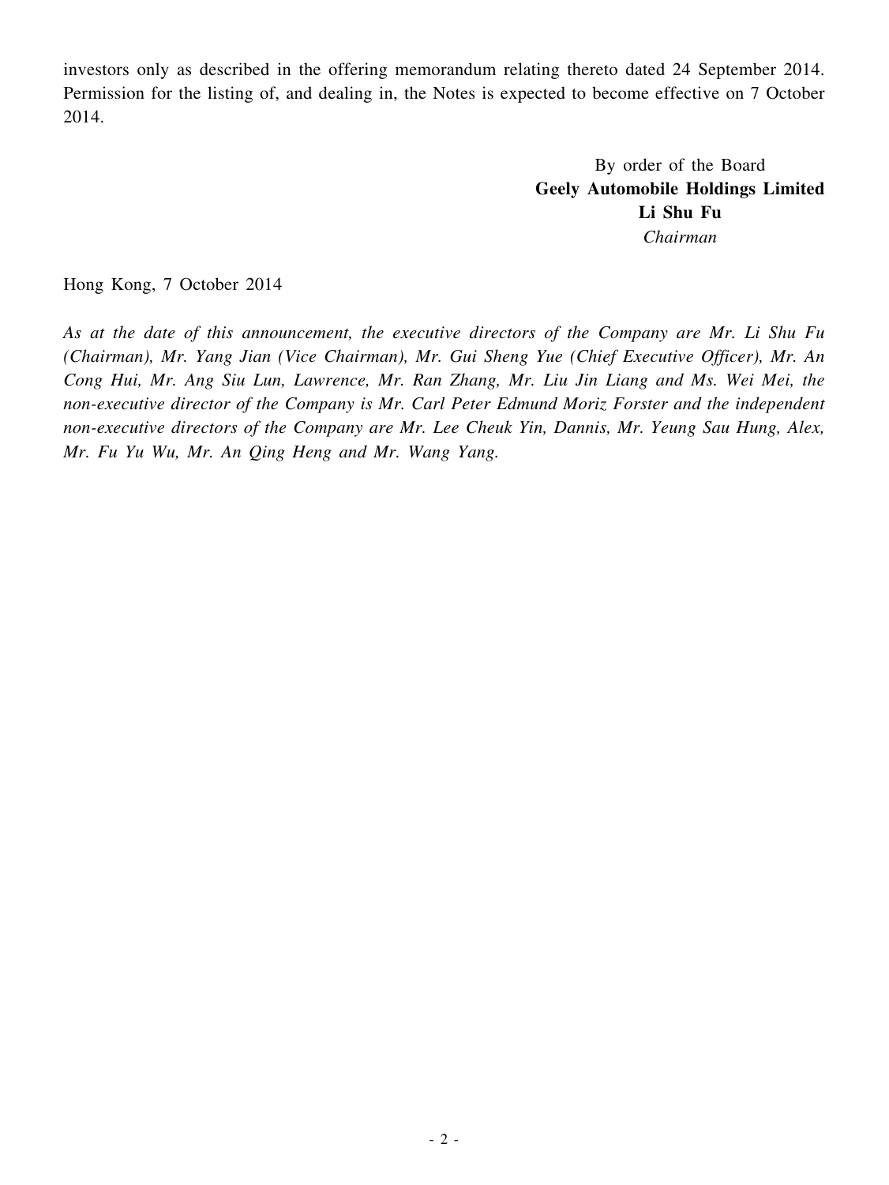investors only as described in the offering memorandum relating thereto dated 24 September 2014. Permission for the listing of, and dealing in, the Notes is expected to become effective on 7 October 2014.

By order of the Board
**Geely Automobile Holdings Limited**
**Li Shu Fu**
*Chairman*

Hong Kong, 7 October 2014

*As at the date of this announcement, the executive directors of the Company are Mr. Li Shu Fu (Chairman), Mr. Yang Jian (Vice Chairman), Mr. Gui Sheng Yue (Chief Executive Officer), Mr. An Cong Hui, Mr. Ang Siu Lun, Lawrence, Mr. Ran Zhang, Mr. Liu Jin Liang and Ms. Wei Mei, the non-executive director of the Company is Mr. Carl Peter Edmund Moriz Forster and the independent non-executive directors of the Company are Mr. Lee Cheuk Yin, Dannis, Mr. Yeung Sau Hung, Alex, Mr. Fu Yu Wu, Mr. An Qing Heng and Mr. Wang Yang.*